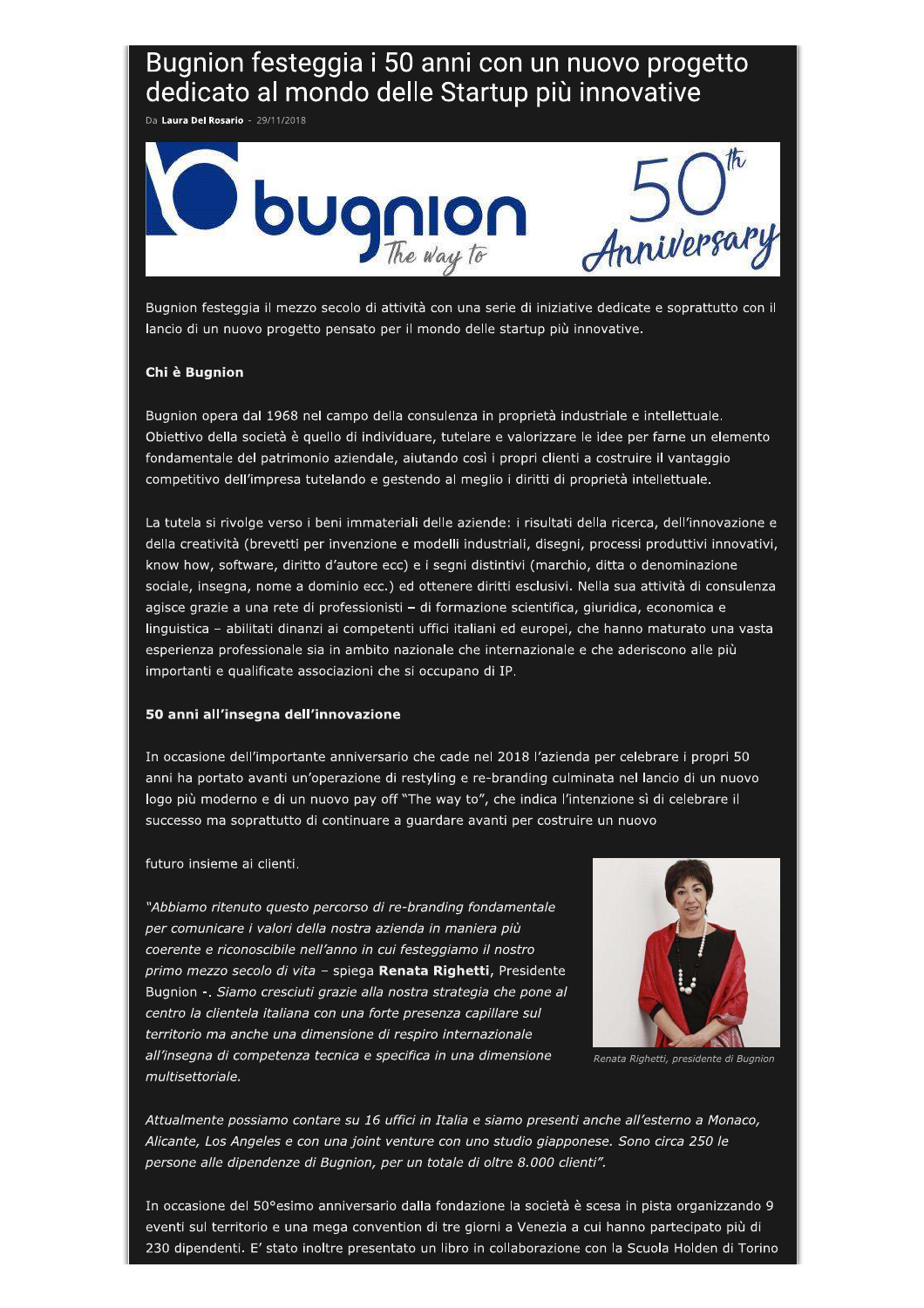# Bugnion festeggia i 50 anni con un nuovo progetto dedicato al mondo delle Startup più innovative

Da **Laura Del Rosario** - 29/11/2018

Bugnion festeggia il mezzo secolo di attività con una serie di iniziative dedicate e soprattutto con il lancio di un nuovo progetto pensato per il mondo delle startup più innovative.

**Chi è Bugnion**

Bugnion opera dal 1968 nel campo della consulenza in proprietà industriale e intellettuale. Obiettivo della società è quello di individuare, tutelare e valorizzare le idee per farne un elemento fondamentale del patrimonio aziendale, aiutando così i propri clienti a costruire il vantaggio competitivo dell'impresa tutelando e gestendo al meglio i diritti di proprietà intellettuale.

La tutela si rivolge verso i beni immateriali delle aziende: i risultati della ricerca, dell'innovazione e della creatività (brevetti per invenzione e modelli industriali, disegni, processi produttivi innovativi, know how, software, diritto d'autore ecc) e i segni distintivi (marchio, ditta o denominazione sociale, insegna, nome a dominio ecc.) ed ottenere diritti esclusivi. Nella sua attività di consulenza agisce grazie a una rete di professionisti – di formazione scientifica, giuridica, economica e linguistica – abilitati dinanzi ai competenti uffici italiani ed europei, che hanno maturato una vasta esperienza professionale sia in ambito nazionale che internazionale e che aderiscono alle più importanti e qualificate associazioni che si occupano di IP.

**50 anni all'insegna dell'innovazione**

In occasione dell'importante anniversario che cade nel 2018 l'azienda per celebrare i propri 50 anni ha portato avanti un'operazione di restyling e re-branding culminata nel lancio di un nuovo logo più moderno e di un nuovo pay off "The way to", che indica l'intenzione sì di celebrare il successo ma soprattutto di continuare a guardare avanti per costruire un nuovo futuro insieme ai clienti.

*"Abbiamo ritenuto questo percorso di re-branding fondamentale per comunicare i valori della nostra azienda in maniera più coerente e riconoscibile nell'anno in cui festeggiamo il nostro primo mezzo secolo di vita* – spiega **Renata Righetti**, Presidente Bugnion -. *Siamo cresciuti grazie alla nostra strategia che pone al centro la clientela italiana con una forte presenza capillare sul territorio ma anche una dimensione di respiro internazionale all'insegna di competenza tecnica e specifica in una dimensione multisettoriale.*

*Renata Righetti, presidente di Bugnion*

*Attualmente possiamo contare su 16 uffici in Italia e siamo presenti anche all'esterno a Monaco, Alicante, Los Angeles e con una joint venture con uno studio giapponese. Sono circa 250 le persone alle dipendenze di Bugnion, per un totale di oltre 8.000 clienti".*

In occasione del 50°esimo anniversario dalla fondazione la società è scesa in pista organizzando 9 eventi sul territorio e una mega convention di tre giorni a Venezia a cui hanno partecipato più di 230 dipendenti. E' stato inoltre presentato un libro in collaborazione con la Scuola Holden di Torino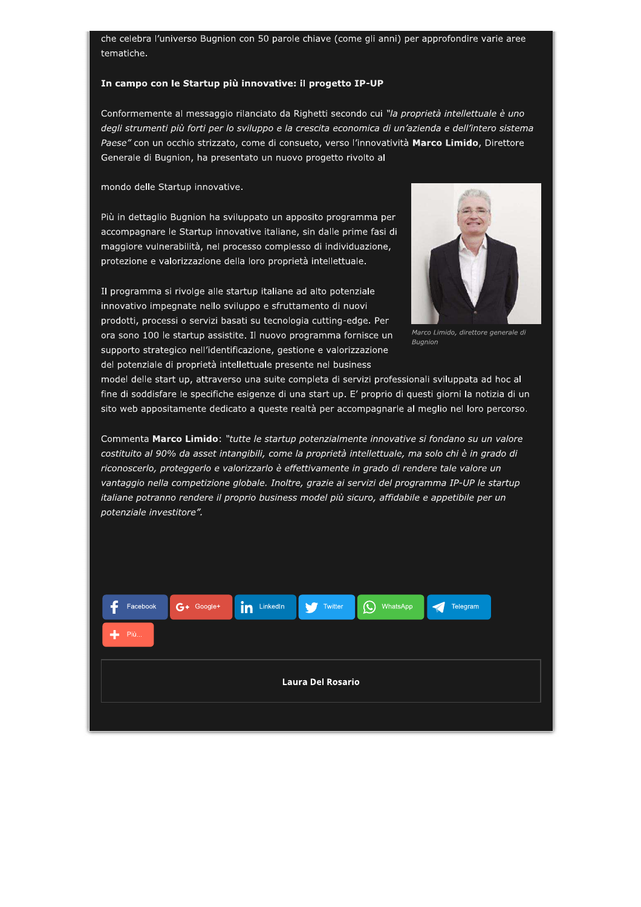che celebra l'universo Bugnion con 50 parole chiave (come gli anni) per approfondire varie aree tematiche.

**In campo con le Startup più innovative: il progetto IP-UP**

Conformemente al messaggio rilanciato da Righetti secondo cui *"la proprietà intellettuale è uno degli strumenti più forti per lo sviluppo e la crescita economica di un'azienda e dell'intero sistema Paese"* con un occhio strizzato, come di consueto, verso l'innovatività **Marco Limido**, Direttore Generale di Bugnion, ha presentato un nuovo progetto rivolto al

mondo delle Startup innovative.

*Marco Limido, direttore generale di Bugnion*

Più in dettaglio Bugnion ha sviluppato un apposito programma per accompagnare le Startup innovative italiane, sin dalle prime fasi di maggiore vulnerabilità, nel processo complesso di individuazione, protezione e valorizzazione della loro proprietà intellettuale.

Il programma si rivolge alle startup italiane ad alto potenziale innovativo impegnate nello sviluppo e sfruttamento di nuovi prodotti, processi o servizi basati su tecnologia cutting-edge. Per ora sono 100 le startup assistite. Il nuovo programma fornisce un supporto strategico nell'identificazione, gestione e valorizzazione del potenziale di proprietà intellettuale presente nel business model delle start up, attraverso una suite completa di servizi professionali sviluppata ad hoc al fine di soddisfare le specifiche esigenze di una start up. E' proprio di questi giorni la notizia di un sito web appositamente dedicato a queste realtà per accompagnarle al meglio nel loro percorso.

Commenta **Marco Limido**: *"tutte le startup potenzialmente innovative si fondano su un valore costituito al 90% da asset intangibili, come la proprietà intellettuale, ma solo chi è in grado di riconoscerlo, proteggerlo e valorizzarlo è effettivamente in grado di rendere tale valore un vantaggio nella competizione globale. Inoltre, grazie ai servizi del programma IP-UP le startup italiane potranno rendere il proprio business model più sicuro, affidabile e appetibile per un potenziale investitore".*

Facebook | Google+ | LinkedIn | Twitter | WhatsApp | Telegram | Più...

**Laura Del Rosario**